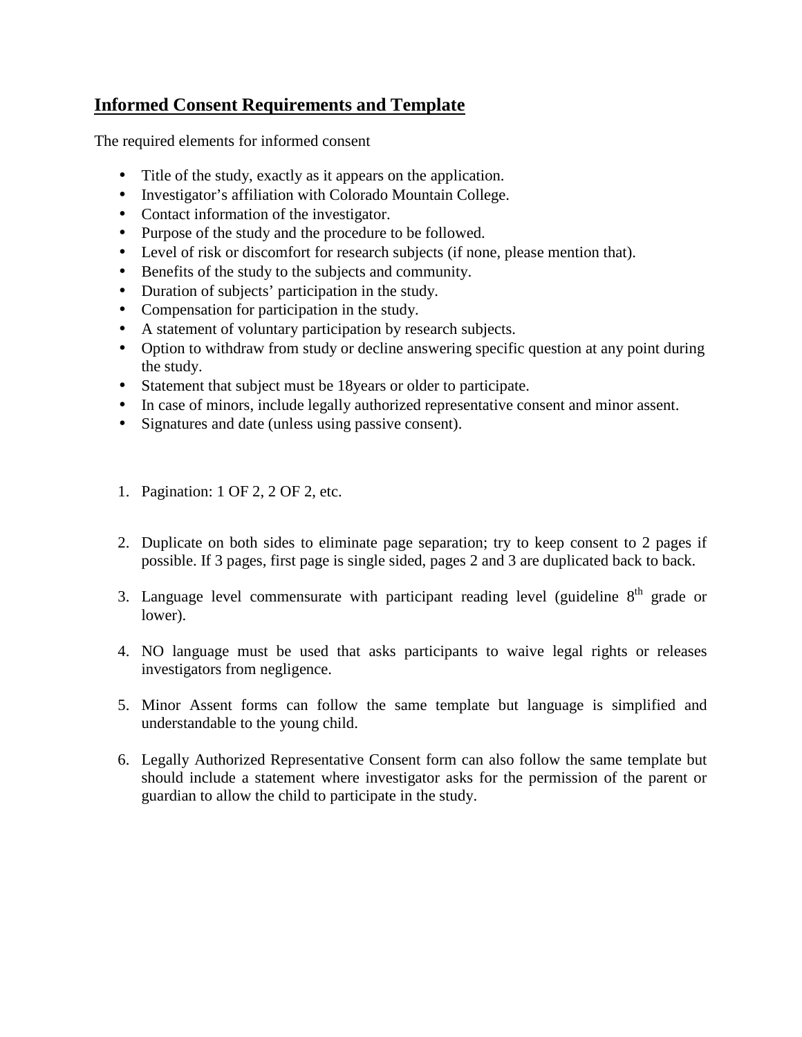# Informed Consent Requirements and Template

The required elements for informed consent

- Title of the study, exactly as it appears on the application.
- Investigator's affiliation with Colorado Mountain College.
- Contact information of the investigator.
- Purpose of the study and the procedure to be followed.
- Level of risk or discomfort for research subjects (if none, please mention that).
- Benefits of the study to the subjects and community.
- Duration of subjects' participation in the study.
- Compensation for participation in the study.
- A statement of voluntary participation by research subjects.
- Option to withdraw from study or decline answering specific question at any point during the study.
- Statement that subject must be 18years or older to participate.
- In case of minors, include legally authorized representative consent and minor assent.
- Signatures and date (unless using passive consent).

1. Pagination: 1 OF 2, 2 OF 2, etc.

2. Duplicate on both sides to eliminate page separation; try to keep consent to 2 pages if possible. If 3 pages, first page is single sided, pages 2 and 3 are duplicated back to back.

3. Language level commensurate with participant reading level (guideline 8th grade or lower).

4. NO language must be used that asks participants to waive legal rights or releases investigators from negligence.

5. Minor Assent forms can follow the same template but language is simplified and understandable to the young child.

6. Legally Authorized Representative Consent form can also follow the same template but should include a statement where investigator asks for the permission of the parent or guardian to allow the child to participate in the study.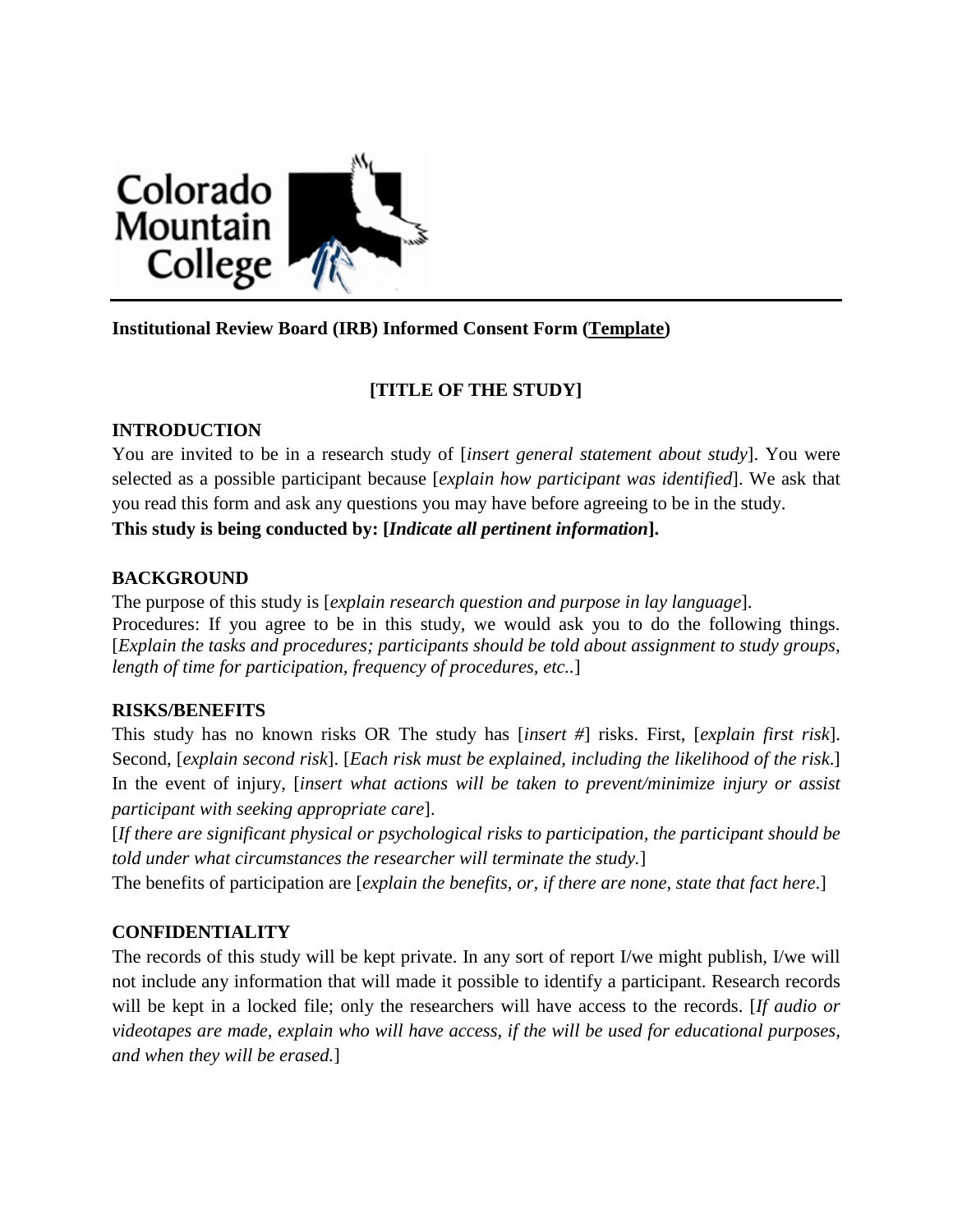**Institutional Review Board (IRB) Informed Consent Form (Template)**

**[TITLE OF THE STUDY]**

**INTRODUCTION**

You are invited to be in a research study of [*insert general statement about study*]. You were selected as a possible participant because [*explain how participant was identified*]. We ask that you read this form and ask any questions you may have before agreeing to be in the study.

**This study is being conducted by: [*Indicate all pertinent information*].**

**BACKGROUND**

The purpose of this study is [*explain research question and purpose in lay language*].

Procedures: If you agree to be in this study, we would ask you to do the following things. [*Explain the tasks and procedures; participants should be told about assignment to study groups, length of time for participation, frequency of procedures, etc.*.]

**RISKS/BENEFITS**

This study has no known risks OR The study has [*insert #*] risks. First, [*explain first risk*]. Second, [*explain second risk*]. [*Each risk must be explained, including the likelihood of the risk.*] In the event of injury, [*insert what actions will be taken to prevent/minimize injury or assist participant with seeking appropriate care*].

[*If there are significant physical or psychological risks to participation, the participant should be told under what circumstances the researcher will terminate the study.*]

The benefits of participation are [*explain the benefits, or, if there are none, state that fact here*.]

**CONFIDENTIALITY**

The records of this study will be kept private. In any sort of report I/we might publish, I/we will not include any information that will made it possible to identify a participant. Research records will be kept in a locked file; only the researchers will have access to the records. [*If audio or videotapes are made, explain who will have access, if the will be used for educational purposes, and when they will be erased.*]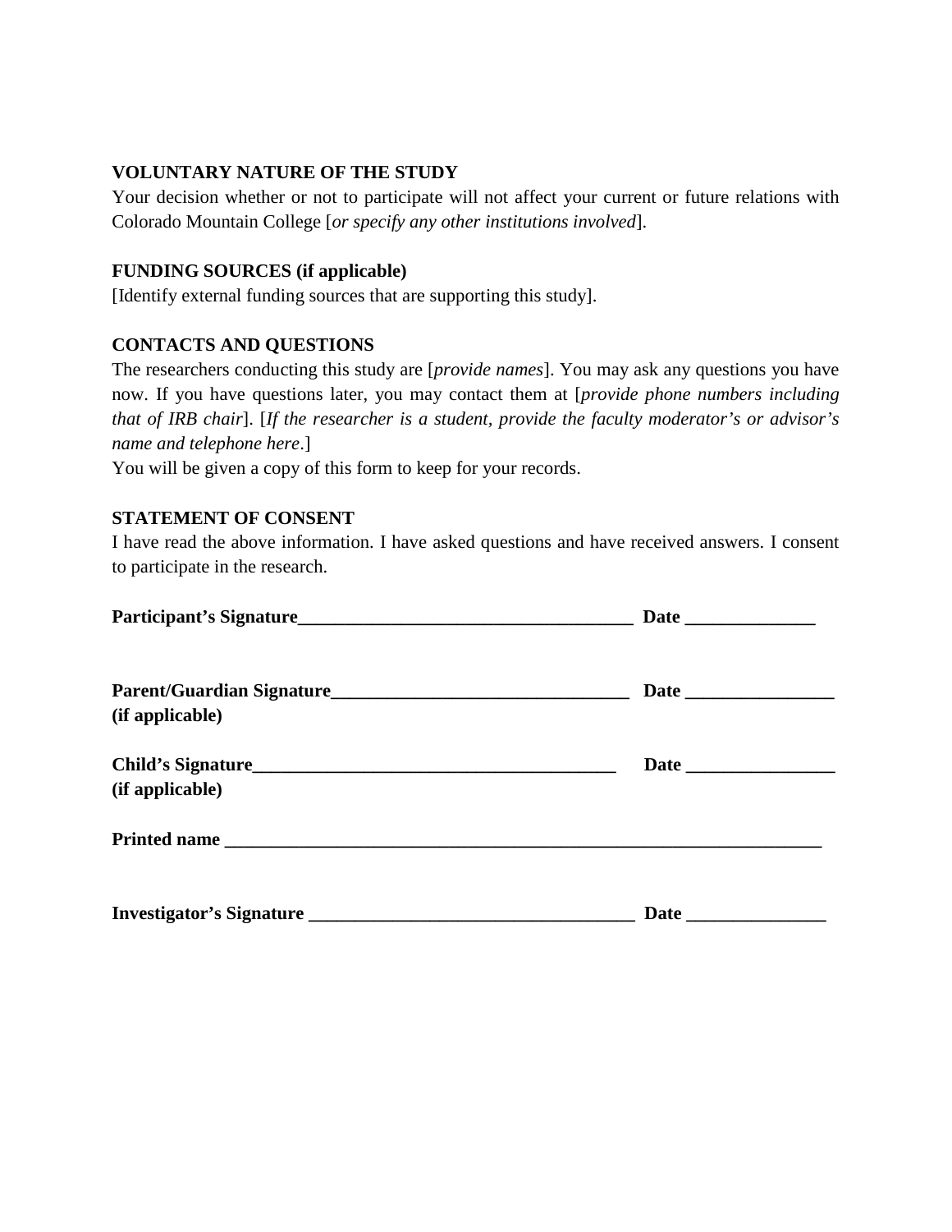**VOLUNTARY NATURE OF THE STUDY**

Your decision whether or not to participate will not affect your current or future relations with Colorado Mountain College [*or specify any other institutions involved*].

**FUNDING SOURCES (if applicable)**

[Identify external funding sources that are supporting this study].

**CONTACTS AND QUESTIONS**

The researchers conducting this study are [*provide names*]. You may ask any questions you have now. If you have questions later, you may contact them at [*provide phone numbers including that of IRB chair*]. [*If the researcher is a student, provide the faculty moderator's or advisor's name and telephone here*.]

You will be given a copy of this form to keep for your records.

**STATEMENT OF CONSENT**

I have read the above information. I have asked questions and have received answers. I consent to participate in the research.

**Participant's Signature____________________________________ Date ______________**

**Parent/Guardian Signature________________________________ Date ________________**
**(if applicable)**

**Child's Signature_______________________________________ Date ________________**
**(if applicable)**

**Printed name _________________________________________________________________**

**Investigator's Signature ___________________________________ Date _______________**